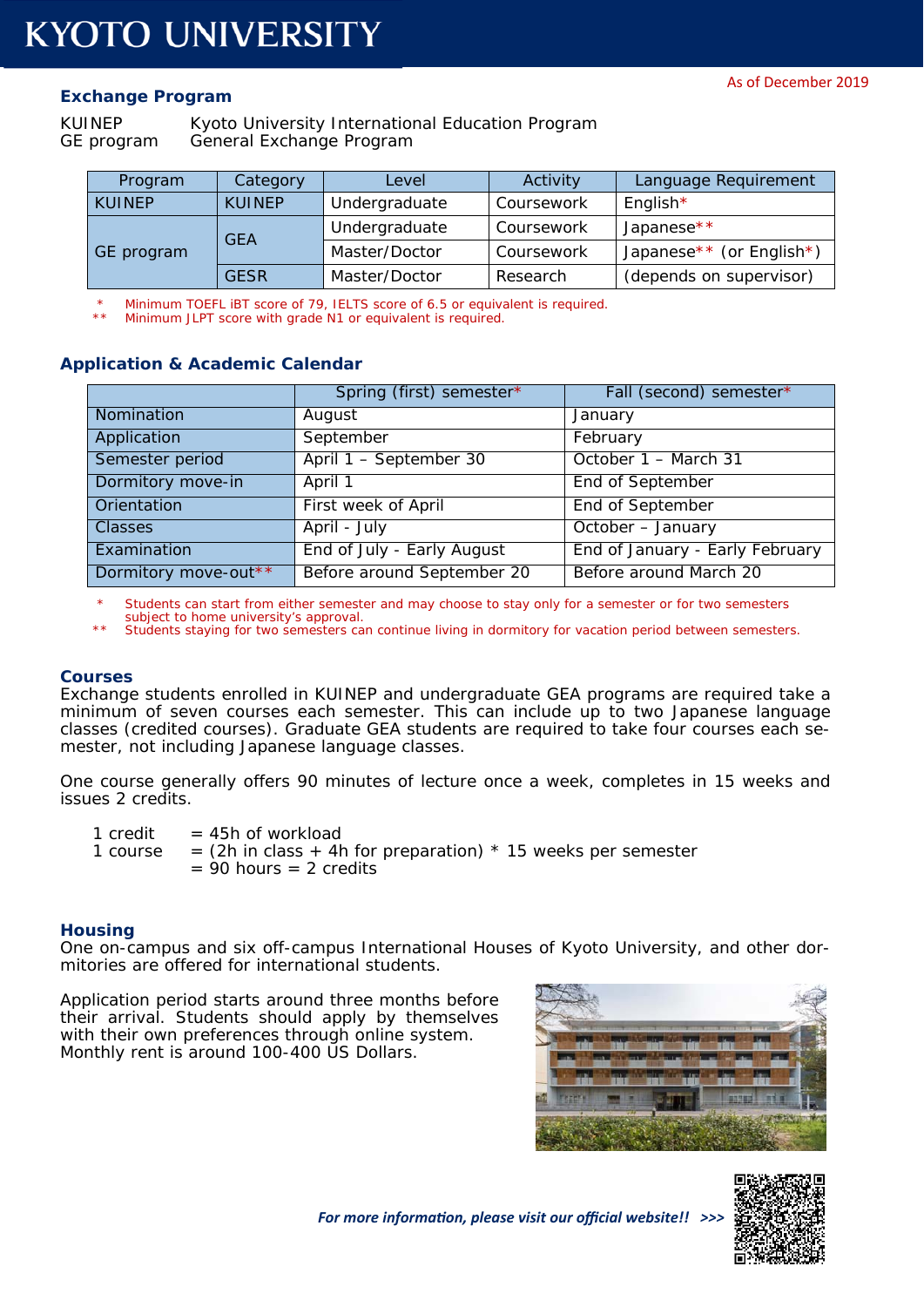# KYOTO UNIVERSITY

As of December 2019

## Exchange Program

KUINEP Kyoto University International Education Program
GE program General Exchange Program

| Program | Category | Level | Activity | Language Requirement |
|---|---|---|---|---|
| KUINEP | KUINEP | Undergraduate | Coursework | English* |
| GE program | GEA | Undergraduate | Coursework | Japanese** |
| | | Master/Doctor | Coursework | Japanese** (or English*) |
| | GESR | Master/Doctor | Research | (depends on supervisor) |

\* Minimum TOEFL iBT score of 79, IELTS score of 6.5 or equivalent is required.
** Minimum JLPT score with grade N1 or equivalent is required.

## Application & Academic Calendar

| | Spring (first) semester* | Fall (second) semester* |
|---|---|---|
| Nomination | August | January |
| Application | September | February |
| Semester period | April 1 – September 30 | October 1 – March 31 |
| Dormitory move-in | April 1 | End of September |
| Orientation | First week of April | End of September |
| Classes | April - July | October – January |
| Examination | End of July - Early August | End of January - Early February |
| Dormitory move-out** | Before around September 20 | Before around March 20 |

\* Students can start from either semester and may choose to stay only for a semester or for two semesters subject to home university's approval.
** Students staying for two semesters can continue living in dormitory for vacation period between semesters.

## Courses

Exchange students enrolled in KUINEP and undergraduate GEA programs are required take a minimum of seven courses each semester. This can include up to two Japanese language classes (credited courses). Graduate GEA students are required to take four courses each semester, not including Japanese language classes.

One course generally offers 90 minutes of lecture once a week, completes in 15 weeks and issues 2 credits.

1 credit = 45h of workload
1 course = (2h in class + 4h for preparation) * 15 weeks per semester
= 90 hours = 2 credits

## Housing

One on-campus and six off-campus International Houses of Kyoto University, and other dormitories are offered for international students.

Application period starts around three months before their arrival. Students should apply by themselves with their own preferences through online system. Monthly rent is around 100-400 US Dollars.

*For more information, please visit our official website!! >>>*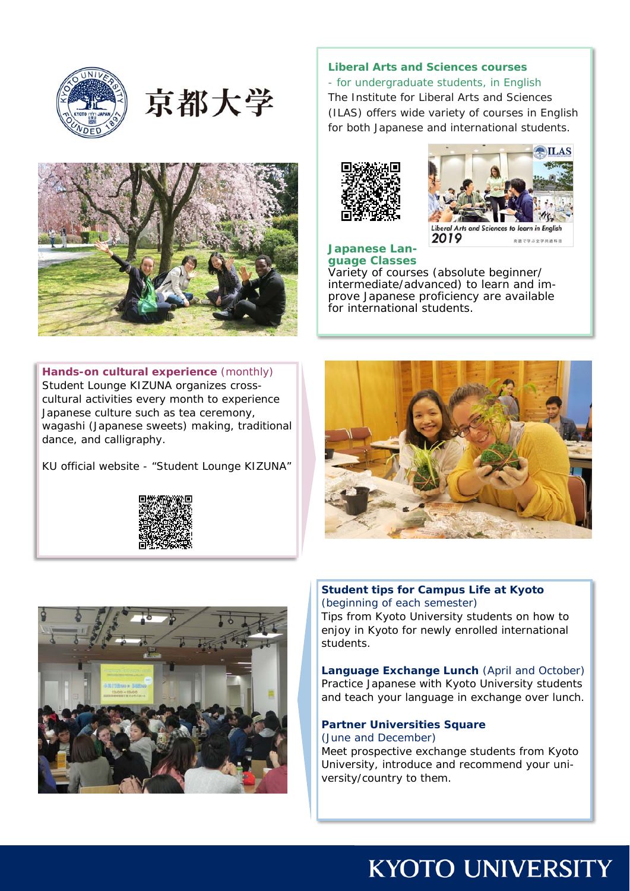京都大学

**Liberal Arts and Sciences courses**

- for undergraduate students, in English

The Institute for Liberal Arts and Sciences (ILAS) offers wide variety of courses in English for both Japanese and international students.

**Japanese Language Classes**

Variety of courses (absolute beginner/ intermediate/advanced) to learn and improve Japanese proficiency are available for international students.

**Hands-on cultural experience** (monthly)

Student Lounge KIZUNA organizes cross-cultural activities every month to experience Japanese culture such as tea ceremony, wagashi (Japanese sweets) making, traditional dance, and calligraphy.

KU official website - “Student Lounge KIZUNA”

**Student tips for Campus Life at Kyoto** (beginning of each semester)

Tips from Kyoto University students on how to enjoy in Kyoto for newly enrolled international students.

**Language Exchange Lunch** (April and October)

Practice Japanese with Kyoto University students and teach your language in exchange over lunch.

**Partner Universities Square** (June and December)

Meet prospective exchange students from Kyoto University, introduce and recommend your university/country to them.

KYOTO UNIVERSITY